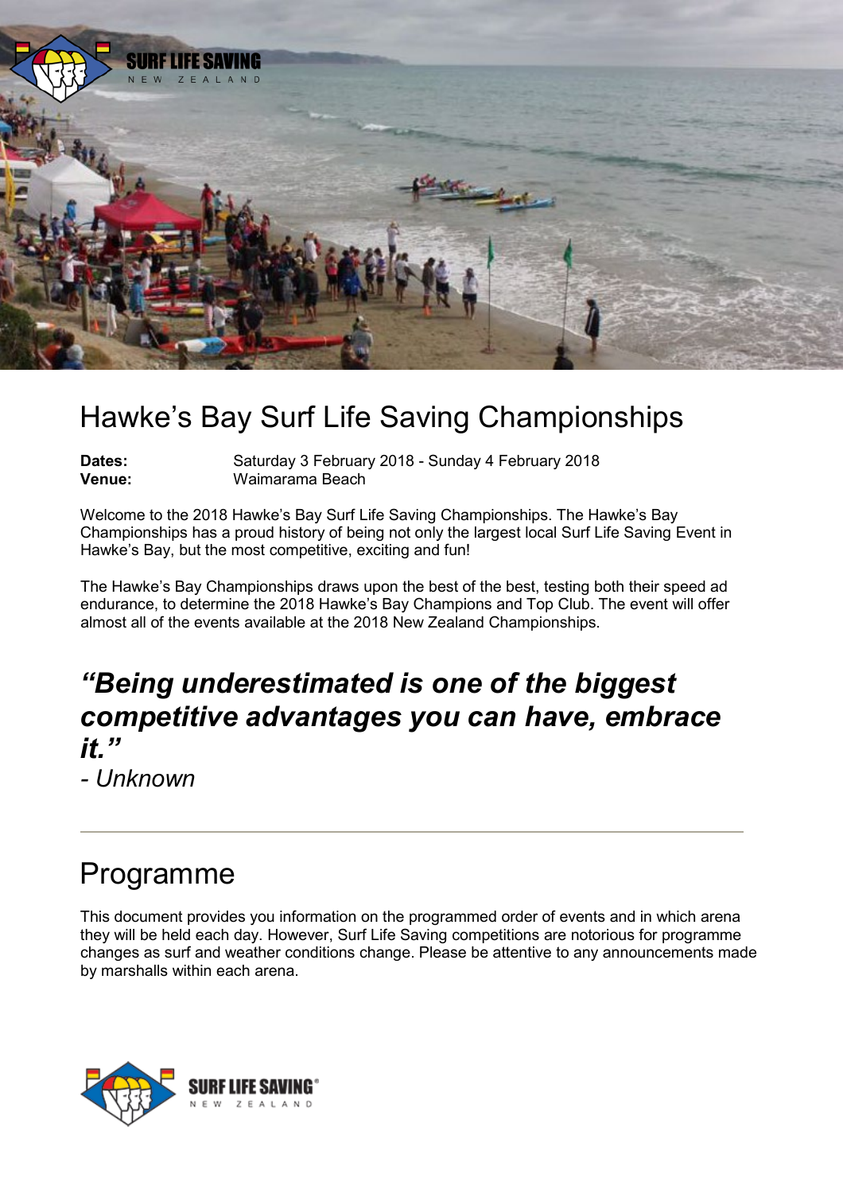# Hawke's Bay Surf Life Saving Championships

**Dates:** Saturday 3 February 2018 - Sunday 4 February 2018
**Venue:** Waimarama Beach

Welcome to the 2018 Hawke's Bay Surf Life Saving Championships. The Hawke's Bay Championships has a proud history of being not only the largest local Surf Life Saving Event in Hawke's Bay, but the most competitive, exciting and fun!

The Hawke's Bay Championships draws upon the best of the best, testing both their speed ad endurance, to determine the 2018 Hawke's Bay Champions and Top Club. The event will offer almost all of the events available at the 2018 New Zealand Championships.

***"Being underestimated is one of the biggest competitive advantages you can have, embrace it."***
*- Unknown*

---

## Programme

This document provides you information on the programmed order of events and in which arena they will be held each day. However, Surf Life Saving competitions are notorious for programme changes as surf and weather conditions change. Please be attentive to any announcements made by marshalls within each arena.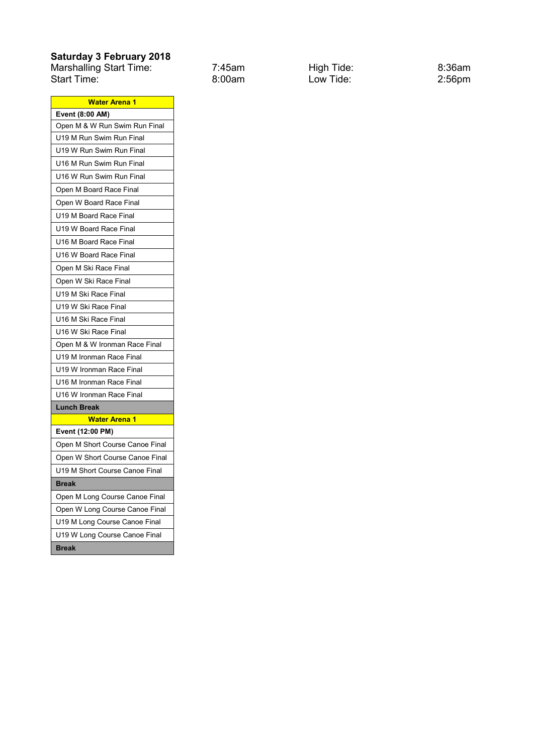**Saturday 3 February 2018**

| | | | |
|---|---|---|---|
| Marshalling Start Time: | 7:45am | High Tide: | 8:36am |
| Start Time: | 8:00am | Low Tide: | 2:56pm |

| Water Arena 1 |
|---|
| **Event (8:00 AM)** |
| Open M & W Run Swim Run Final |
| U19 M Run Swim Run Final |
| U19 W Run Swim Run Final |
| U16 M Run Swim Run Final |
| U16 W Run Swim Run Final |
| Open M Board Race Final |
| Open W Board Race Final |
| U19 M Board Race Final |
| U19 W Board Race Final |
| U16 M Board Race Final |
| U16 W Board Race Final |
| Open M Ski Race Final |
| Open W Ski Race Final |
| U19 M Ski Race Final |
| U19 W Ski Race Final |
| U16 M Ski Race Final |
| U16 W Ski Race Final |
| Open M & W Ironman Race Final |
| U19 M Ironman Race Final |
| U19 W Ironman Race Final |
| U16 M Ironman Race Final |
| U16 W Ironman Race Final |
| **Lunch Break** |
| **Water Arena 1** |
| **Event (12:00 PM)** |
| Open M Short Course Canoe Final |
| Open W Short Course Canoe Final |
| U19 M Short Course Canoe Final |
| **Break** |
| Open M Long Course Canoe Final |
| Open W Long Course Canoe Final |
| U19 M Long Course Canoe Final |
| U19 W Long Course Canoe Final |
| **Break** |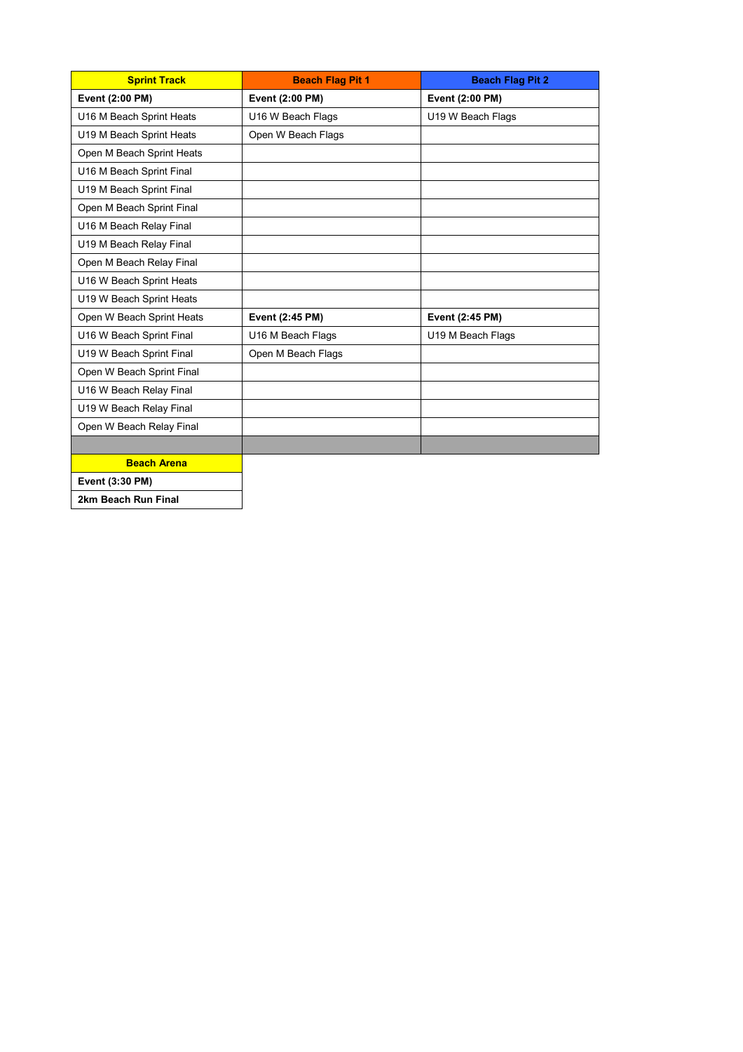| Sprint Track | Beach Flag Pit 1 | Beach Flag Pit 2 |
|---|---|---|
| **Event (2:00 PM)** | **Event (2:00 PM)** | **Event (2:00 PM)** |
| U16 M Beach Sprint Heats | U16 W Beach Flags | U19 W Beach Flags |
| U19 M Beach Sprint Heats | Open W Beach Flags | |
| Open M Beach Sprint Heats | | |
| U16 M Beach Sprint Final | | |
| U19 M Beach Sprint Final | | |
| Open M Beach Sprint Final | | |
| U16 M Beach Relay Final | | |
| U19 M Beach Relay Final | | |
| Open M Beach Relay Final | | |
| U16 W Beach Sprint Heats | | |
| U19 W Beach Sprint Heats | | |
| Open W Beach Sprint Heats | **Event (2:45 PM)** | **Event (2:45 PM)** |
| U16 W Beach Sprint Final | U16 M Beach Flags | U19 M Beach Flags |
| U19 W Beach Sprint Final | Open M Beach Flags | |
| Open W Beach Sprint Final | | |
| U16 W Beach Relay Final | | |
| U19 W Beach Relay Final | | |
| Open W Beach Relay Final | | |
| | | |

| Beach Arena |
|---|
| **Event (3:30 PM)** |
| **2km Beach Run Final** |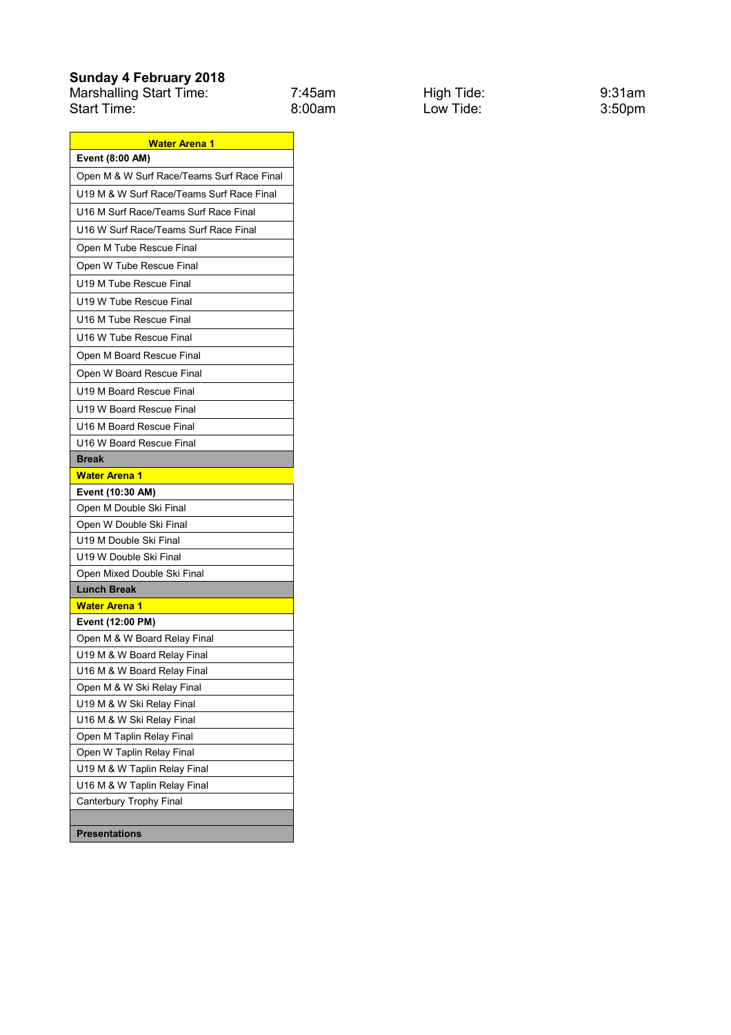## Sunday 4 February 2018

| | | | |
|---|---|---|---|
| Marshalling Start Time: | 7:45am | High Tide: | 9:31am |
| Start Time: | 8:00am | Low Tide: | 3:50pm |

| Water Arena 1 |
|---|
| **Event (8:00 AM)** |
| Open M & W Surf Race/Teams Surf Race Final |
| U19 M & W Surf Race/Teams Surf Race Final |
| U16 M Surf Race/Teams Surf Race Final |
| U16 W Surf Race/Teams Surf Race Final |
| Open M Tube Rescue Final |
| Open W Tube Rescue Final |
| U19 M Tube Rescue Final |
| U19 W Tube Rescue Final |
| U16 M Tube Rescue Final |
| U16 W Tube Rescue Final |
| Open M Board Rescue Final |
| Open W Board Rescue Final |
| U19 M Board Rescue Final |
| U19 W Board Rescue Final |
| U16 M Board Rescue Final |
| U16 W Board Rescue Final |
| **Break** |
| **Water Arena 1** |
| **Event (10:30 AM)** |
| Open M Double Ski Final |
| Open W Double Ski Final |
| U19 M Double Ski Final |
| U19 W Double Ski Final |
| Open Mixed Double Ski Final |
| **Lunch Break** |
| **Water Arena 1** |
| **Event (12:00 PM)** |
| Open M & W Board Relay Final |
| U19 M & W Board Relay Final |
| U16 M & W Board Relay Final |
| Open M & W Ski Relay Final |
| U19 M & W Ski Relay Final |
| U16 M & W Ski Relay Final |
| Open M Taplin Relay Final |
| Open W Taplin Relay Final |
| U19 M & W Taplin Relay Final |
| U16 M & W Taplin Relay Final |
| Canterbury Trophy Final |
| |
| **Presentations** |